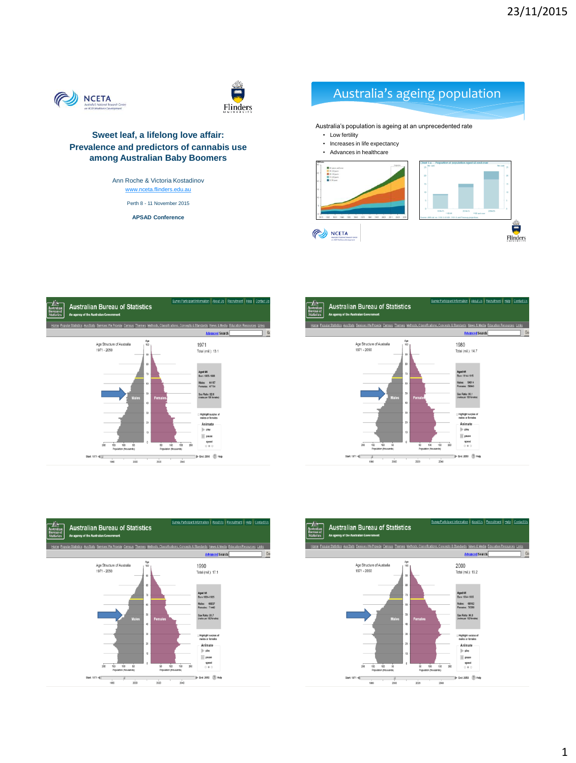## Sweet leaf, a lifelong love affair: Prevalence and predictors of cannabis use among Australian Baby Boomers

Ann Roche & Victoria Kostadinov

www.nceta.flinders.edu.au

Perth 8 - 11 November 2015

**APSAD Conference**

---

## Australia's ageing population

Australia's population is ageing at an unprecedented rate

- Low fertility
- Increases in life expectancy
- Advances in healthcare

---

### Australian Bureau of Statistics

Age Structure of Australia
1971 - 2050

1971
Total (mil.): 13.1

---

### Australian Bureau of Statistics

Age Structure of Australia
1971 - 2050

1980
Total (mil.): 14.7

---

### Australian Bureau of Statistics

Age Structure of Australia
1971 - 2050

1990
Total (mil.): 17.1

---

### Australian Bureau of Statistics

Age Structure of Australia
1971 - 2050

2000
Total (mil.): 19.2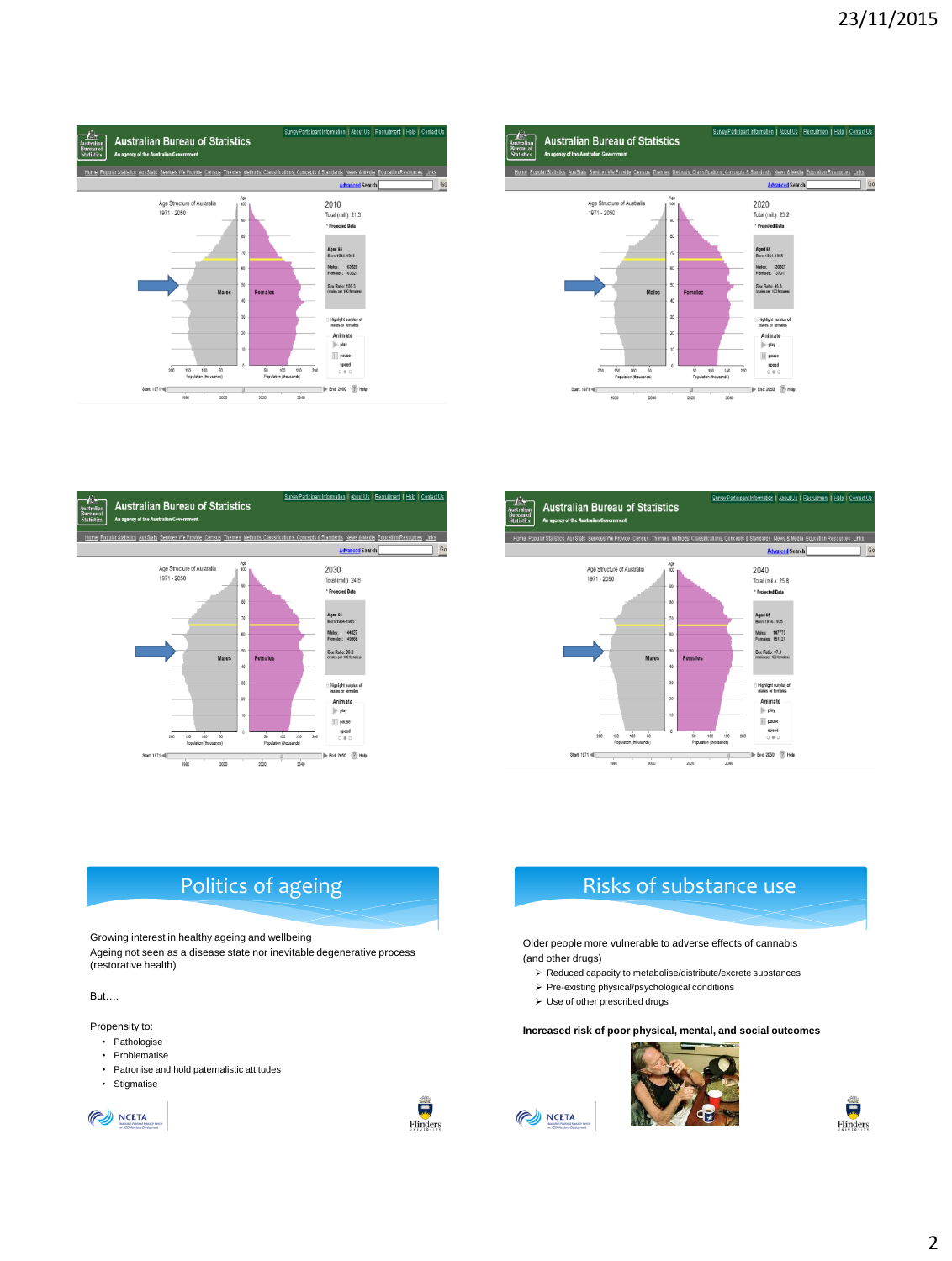Australian Bureau of Statistics

Age Structure of Australia 1971 - 2050

2010
Total (mil.) 21.3

Australian Bureau of Statistics

Age Structure of Australia 1971 - 2050

2020
Total (mil.) 25.2

Australian Bureau of Statistics

Age Structure of Australia 1971 - 2050

2030
Total (mil.) 24.8

Australian Bureau of Statistics

Age Structure of Australia 1971 - 2050

2040
Total (mil.) 25.8

## Politics of ageing

Growing interest in healthy ageing and wellbeing
Ageing not seen as a disease state nor inevitable degenerative process (restorative health)

But….

Propensity to:

- Pathologise
- Problematise
- Patronise and hold paternalistic attitudes
- Stigmatise

## Risks of substance use

Older people more vulnerable to adverse effects of cannabis (and other drugs)

- Reduced capacity to metabolise/distribute/excrete substances
- Pre-existing physical/psychological conditions
- Use of other prescribed drugs

**Increased risk of poor physical, mental, and social outcomes**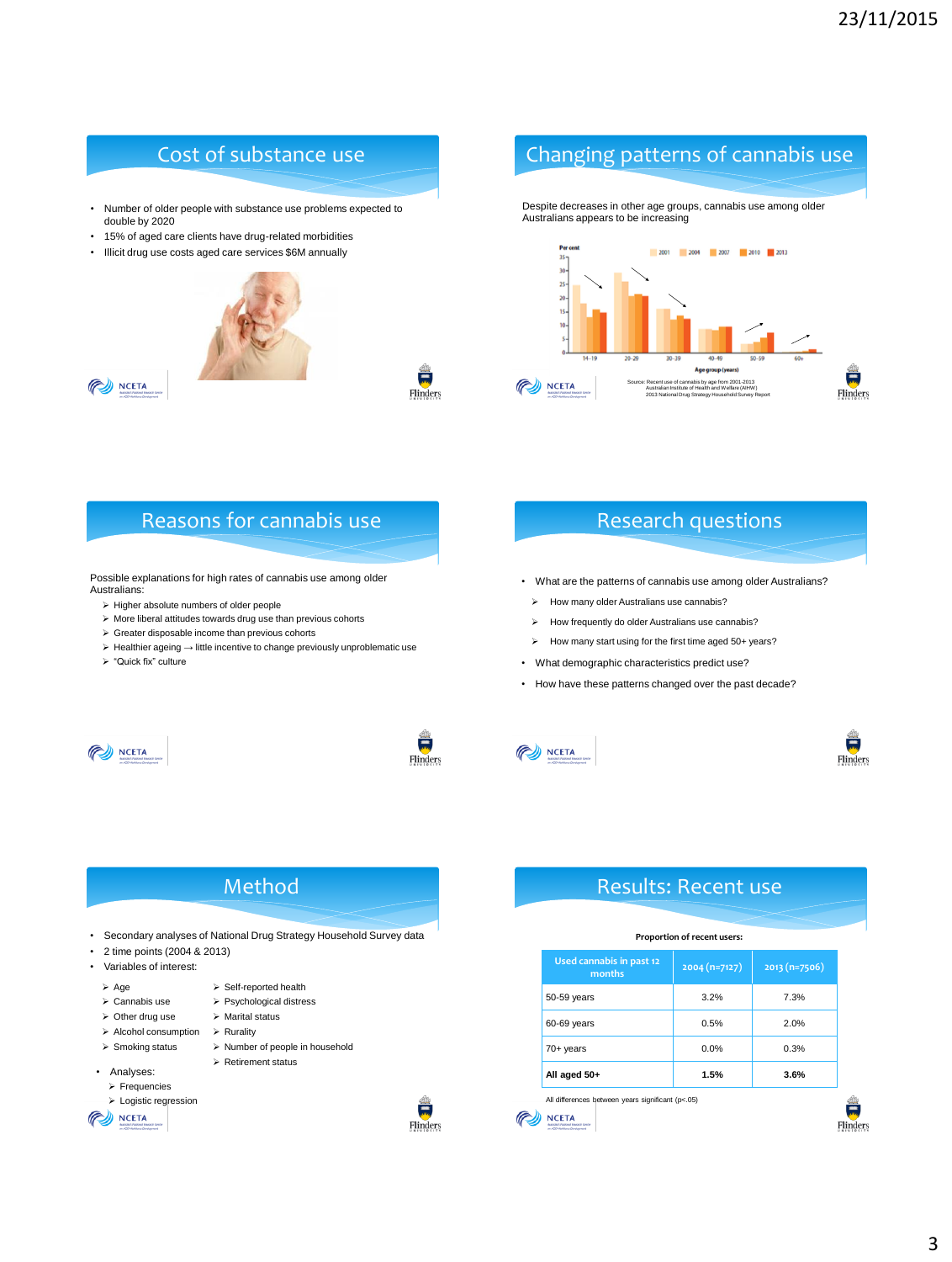## Cost of substance use

- Number of older people with substance use problems expected to double by 2020
- 15% of aged care clients have drug-related morbidities
- Illicit drug use costs aged care services $6M annually

## Changing patterns of cannabis use

Despite decreases in other age groups, cannabis use among older Australians appears to be increasing

Source: Recent use of cannabis by age from 2001-2013
Australian Institute of Health and Welfare (AIHW)
2013 National Drug Strategy Household Survey Report

## Reasons for cannabis use

Possible explanations for high rates of cannabis use among older Australians:

- Higher absolute numbers of older people
- More liberal attitudes towards drug use than previous cohorts
- Greater disposable income than previous cohorts
- Healthier ageing → little incentive to change previously unproblematic use
- "Quick fix" culture

## Research questions

- What are the patterns of cannabis use among older Australians?
  - How many older Australians use cannabis?
  - How frequently do older Australians use cannabis?
  - How many start using for the first time aged 50+ years?
- What demographic characteristics predict use?
- How have these patterns changed over the past decade?

## Method

- Secondary analyses of National Drug Strategy Household Survey data
- 2 time points (2004 & 2013)
- Variables of interest:
  - Age
  - Cannabis use
  - Other drug use
  - Alcohol consumption
  - Smoking status
  - Self-reported health
  - Psychological distress
  - Marital status
  - Rurality
  - Number of people in household
  - Retirement status
- Analyses:
  - Frequencies
  - Logistic regression

## Results: Recent use

**Proportion of recent users:**

| Used cannabis in past 12 months | 2004 (n=7127) | 2013 (n=7506) |
|---|---|---|
| 50-59 years | 3.2% | 7.3% |
| 60-69 years | 0.5% | 2.0% |
| 70+ years | 0.0% | 0.3% |
| **All aged 50+** | **1.5%** | **3.6%** |

All differences between years significant ($p<.05$)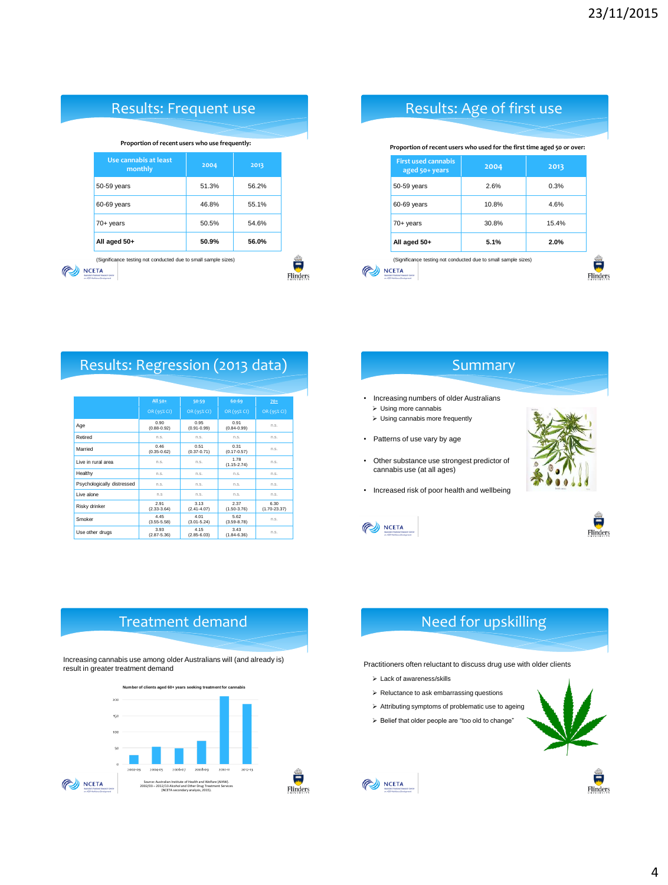## Results: Frequent use

**Proportion of recent users who use frequently:**

| Use cannabis at least monthly | 2004 | 2013 |
|---|---|---|
| 50-59 years | 51.3% | 56.2% |
| 60-69 years | 46.8% | 55.1% |
| 70+ years | 50.5% | 54.6% |
| **All aged 50+** | **50.9%** | **56.0%** |

(Significance testing not conducted due to small sample sizes)

## Results: Age of first use

**Proportion of recent users who used for the first time aged 50 or over:**

| First used cannabis aged 50+ years | 2004 | 2013 |
|---|---|---|
| 50-59 years | 2.6% | 0.3% |
| 60-69 years | 10.8% | 4.6% |
| 70+ years | 30.8% | 15.4% |
| **All aged 50+** | **5.1%** | **2.0%** |

(Significance testing not conducted due to small sample sizes)

## Results: Regression (2013 data)

| | All 50+ | 50-59 | 60-69 | 70+ |
|---|---|---|---|---|
| | OR (95% CI) | OR (95% CI) | OR (95% CI) | OR (95% CI) |
| Age | 0.90 (0.88-0.92) | 0.95 (0.91-0.99) | 0.91 (0.84-0.99) | n.s. |
| Retired | n.s. | n.s. | n.s. | n.s. |
| Married | 0.46 (0.35-0.62) | 0.51 (0.37-0.71) | 0.31 (0.17-0.57) | n.s. |
| Live in rural area | n.s. | n.s. | 1.78 (1.15-2.74) | n.s. |
| Healthy | n.s. | n.s. | n.s. | n.s. |
| Psychologically distressed | n.s. | n.s. | n.s. | n.s. |
| Live alone | n.s | n.s. | n.s. | n.s. |
| Risky drinker | 2.91 (2.33-3.64) | 3.13 (2.41-4.07) | 2.37 (1.50-3.76) | 6.30 (1.70-23.37) |
| Smoker | 4.45 (3.55-5.58) | 4.01 (3.01-5.24) | 5.62 (3.59-8.78) | n.s. |
| Use other drugs | 3.93 (2.87-5.36) | 4.15 (2.85-6.03) | 3.43 (1.84-6.36) | n.s. |

## Summary

- Increasing numbers of older Australians
  - Using more cannabis
  - Using cannabis more frequently
- Patterns of use vary by age
- Other substance use strongest predictor of cannabis use (at all ages)
- Increased risk of poor health and wellbeing

## Treatment demand

Increasing cannabis use among older Australians will (and already is) result in greater treatment demand

**Number of clients aged 60+ years seeking treatment for cannabis**

Source: Australian Institute of Health and Welfare (AIHW). 2002/03 – 2012/13 Alcohol and Other Drug Treatment Services (NCETA secondary analysis, 2015).

## Need for upskilling

Practitioners often reluctant to discuss drug use with older clients

- Lack of awareness/skills
- Reluctance to ask embarrassing questions
- Attributing symptoms of problematic use to ageing
- Belief that older people are "too old to change"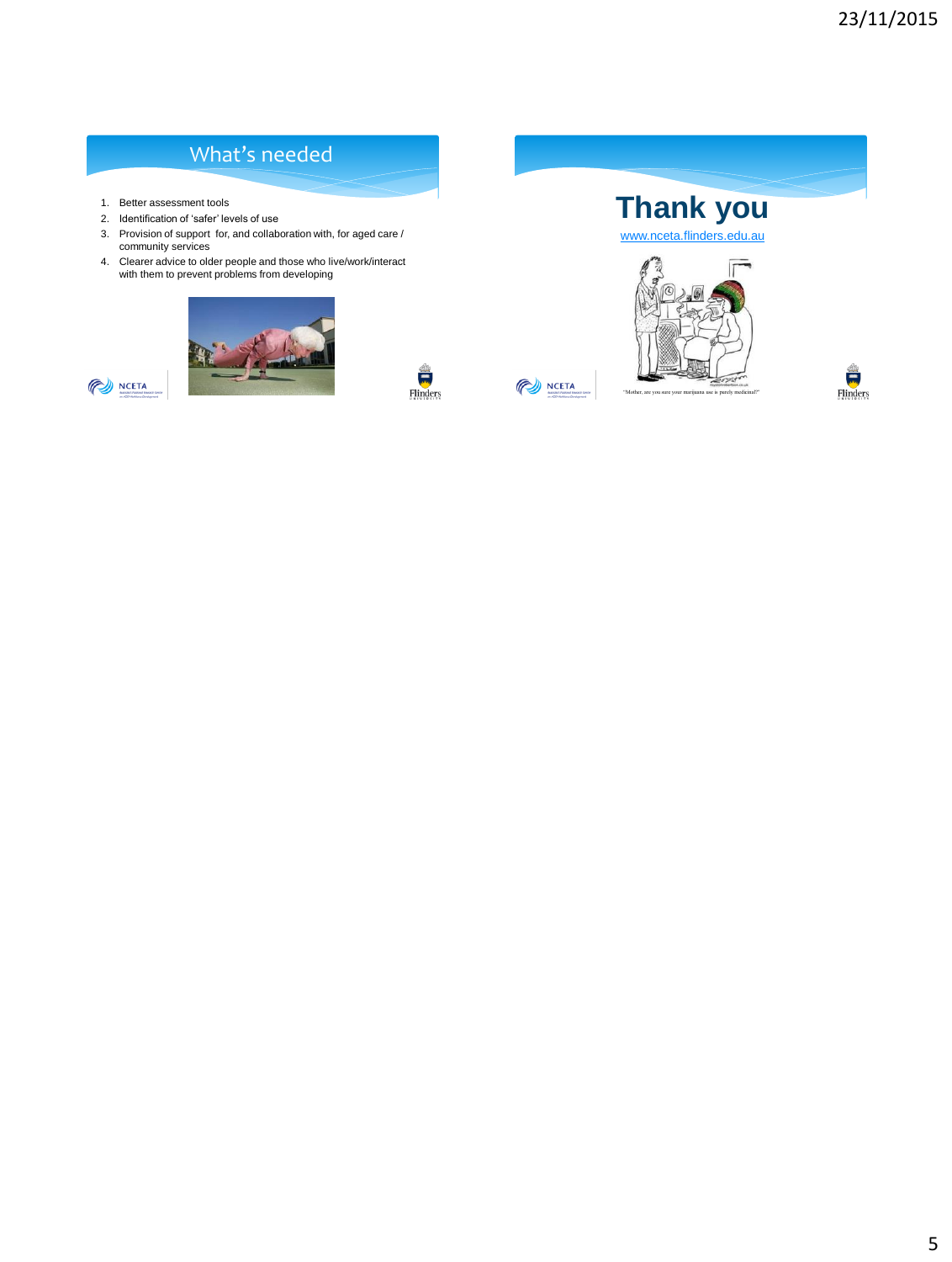## What's needed

1. Better assessment tools
2. Identification of 'safer' levels of use
3. Provision of support for, and collaboration with, for aged care / community services
4. Clearer advice to older people and those who live/work/interact with them to prevent problems from developing

# Thank you

www.nceta.flinders.edu.au

"Mother, are you sure your marijuana use is purely medicinal?"